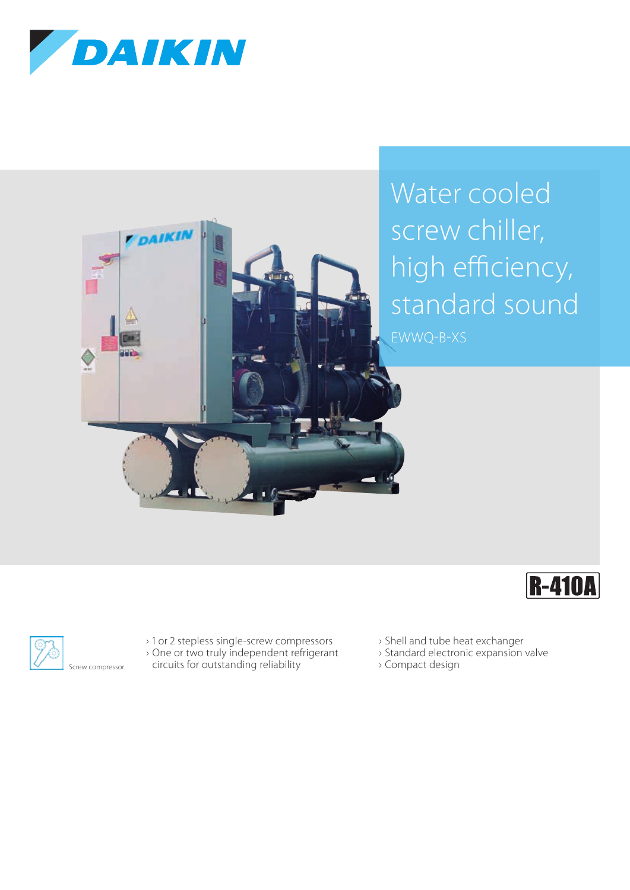# Water cooled screw chiller, high efficiency, standard sound

EWWQ-B-XS

R-410A

Screw compressor

- 1 or 2 stepless single-screw compressors
- One or two truly independent refrigerant circuits for outstanding reliability
- Shell and tube heat exchanger
- Standard electronic expansion valve
- Compact design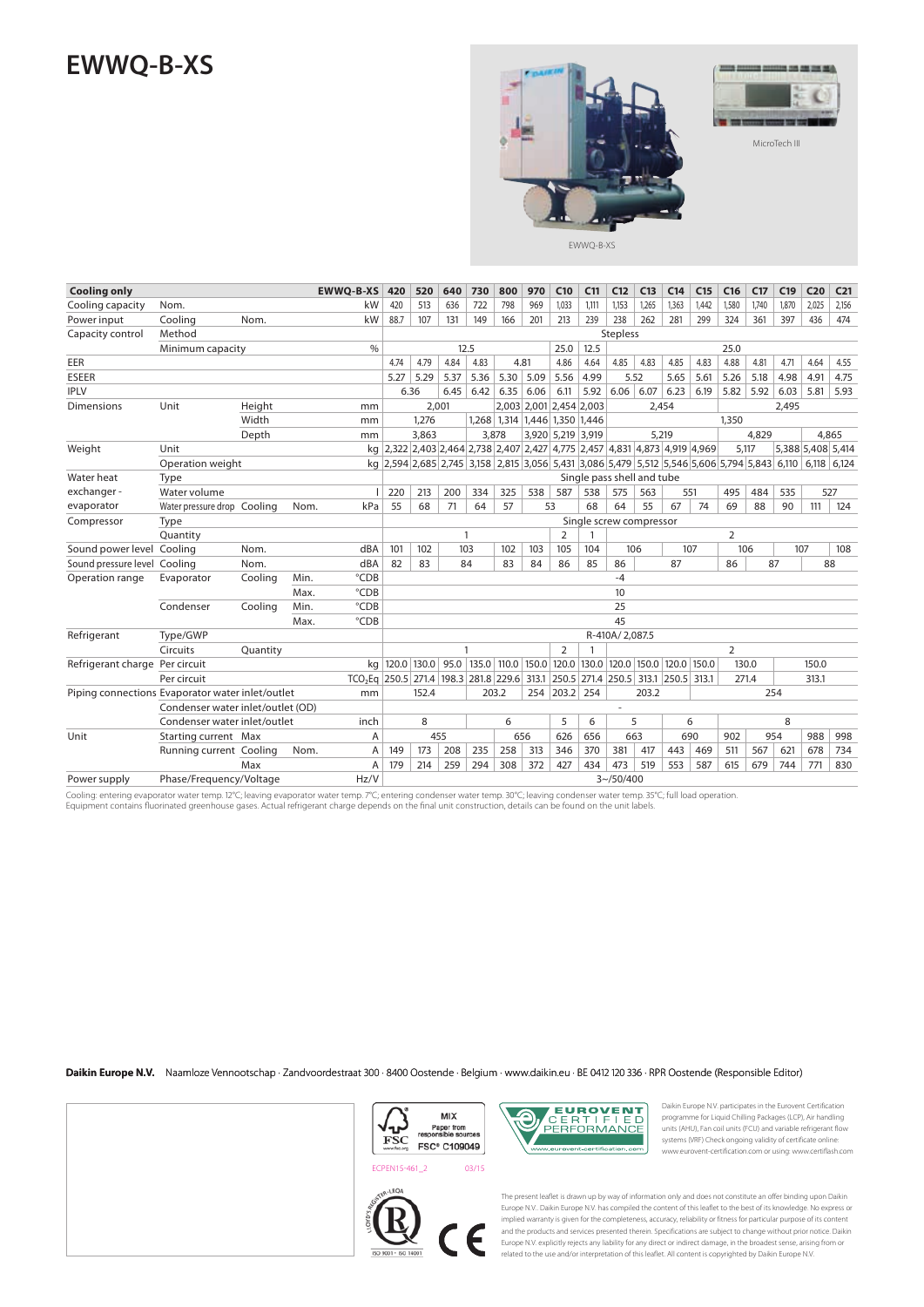# EWWQ-B-XS

MicroTech III

EWWQ-B-XS

| Cooling only | | | | EWWQ-B-XS | 420 | 520 | 640 | 730 | 800 | 970 | C10 | C11 | C12 | C13 | C14 | C15 | C16 | C17 | C19 | C20 | C21 |
|---|---|---|---|---|---|---|---|---|---|---|---|---|---|---|---|---|---|---|---|---|---|
| Cooling capacity | Nom. | | | kW | 420 | 513 | 636 | 722 | 798 | 969 | 1,033 | 1,111 | 1,153 | 1,265 | 1,363 | 1,442 | 1,580 | 1,740 | 1,870 | 2,025 | 2,156 |
| Power input | Cooling | Nom. | | kW | 88.7 | 107 | 131 | 149 | 166 | 201 | 213 | 239 | 238 | 262 | 281 | 299 | 324 | 361 | 397 | 436 | 474 |
| Capacity control | Method | | | | Stepless | | | | | | | | | | | | | | | | |
| | Minimum capacity | | | % | 12.5 | | | | | | 25.0 | 12.5 | 25.0 | | | | | | | | |
| EER | | | | | 4.74 | 4.79 | 4.84 | 4.83 | 4.81 | | 4.86 | 4.64 | 4.85 | 4.83 | 4.85 | 4.83 | 4.88 | 4.81 | 4.71 | 4.64 | 4.55 |
| ESEER | | | | | 5.27 | 5.29 | 5.37 | 5.36 | 5.30 | 5.09 | 5.56 | 4.99 | 5.52 | | 5.65 | 5.61 | 5.26 | 5.18 | 4.98 | 4.91 | 4.75 |
| IPLV | | | | | 6.36 | | 6.45 | 6.42 | 6.35 | 6.06 | 6.11 | 5.92 | 6.06 | 6.07 | 6.23 | 6.19 | 5.82 | 5.92 | 6.03 | 5.81 | 5.93 |
| Dimensions | Unit | Height | | mm | 2,001 | | | | 2,003 | 2,001 | 2,454 | 2,003 | 2,454 | | | | 2,495 | | | | |
| | | Width | | mm | 1,276 | | | 1,268 | 1,314 | 1,446 | 1,350 | 1,446 | 1,350 | | | | | | | | |
| | | Depth | | mm | 3,863 | | | 3,878 | | 3,920 | 5,219 | 3,919 | 5,219 | | | | 4,829 | | | 4,865 | |
| Weight | Unit | | | kg | 2,322 | 2,403 | 2,464 | 2,738 | 2,407 | 2,427 | 4,775 | 2,457 | 4,831 | 4,873 | 4,919 | 4,969 | 5,117 | | 5,388 | 5,408 | 5,414 |
| | Operation weight | | | kg | 2,594 | 2,685 | 2,745 | 3,158 | 2,815 | 3,056 | 5,431 | 3,086 | 5,479 | 5,512 | 5,546 | 5,606 | 5,794 | 5,843 | 6,110 | 6,118 | 6,124 |
| Water heat exchanger - evaporator | Type | | | | Single pass shell and tube | | | | | | | | | | | | | | | | |
| | Water volume | | | l | 220 | 213 | 200 | 334 | 325 | 538 | 587 | 538 | 575 | 563 | 551 | | 495 | 484 | 535 | 527 | |
| | Water pressure drop | Cooling | Nom. | kPa | 55 | 68 | 71 | 64 | 57 | 53 | | 68 | 64 | 55 | 67 | 74 | 69 | 88 | 90 | 111 | 124 |
| Compressor | Type | | | | Single screw compressor | | | | | | | | | | | | | | | | |
| | Quantity | | | | 1 | | | | | | 2 | 1 | 2 | | | | | | | | |
| Sound power level | Cooling | Nom. | | dBA | 101 | 102 | 103 | | 102 | 103 | 105 | 104 | 106 | | 107 | | 106 | | 107 | | 108 |
| Sound pressure level | Cooling | Nom. | | dBA | 82 | 83 | 84 | | 83 | 84 | 86 | 85 | 86 | 87 | | | 86 | 87 | | 88 | |
| Operation range | Evaporator | Cooling | Min. | °CDB | -4 | | | | | | | | | | | | | | | | |
| | | | Max. | °CDB | 10 | | | | | | | | | | | | | | | | |
| | Condenser | Cooling | Min. | °CDB | 25 | | | | | | | | | | | | | | | | |
| | | | Max. | °CDB | 45 | | | | | | | | | | | | | | | | |
| Refrigerant | Type/GWP | | | | R-410A/ 2,087.5 | | | | | | | | | | | | | | | | |
| | Circuits | Quantity | | | 1 | | | | | | 2 | 1 | 2 | | | | | | | | |
| Refrigerant charge | Per circuit | | | kg | 120.0 | 130.0 | 95.0 | 135.0 | 110.0 | 150.0 | 120.0 | 130.0 | 120.0 | 150.0 | 120.0 | 150.0 | 130.0 | | 150.0 | | |
| | Per circuit | | | $TCO_2Eq$ | 250.5 | 271.4 | 198.3 | 281.8 | 229.6 | 313.1 | 250.5 | 271.4 | 250.5 | 313.1 | 250.5 | 313.1 | 271.4 | | 313.1 | | |
| Piping connections | Evaporator water inlet/outlet | | | mm | 152.4 | | | 203.2 | | 254 | 203.2 | 254 | 203.2 | | | | 254 | | | | |
| | Condenser water inlet/outlet (OD) | | | | - | | | | | | | | | | | | | | | | |
| | Condenser water inlet/outlet | | | inch | 8 | | | | 6 | | 5 | 6 | 5 | | 6 | | 8 | | | | |
| Unit | Starting current | Max | | A | 455 | | | | 656 | | 626 | 656 | 663 | | 690 | | 902 | 954 | | 988 | 998 |
| | Running current | Cooling | Nom. | A | 149 | 173 | 208 | 235 | 258 | 313 | 346 | 370 | 381 | 417 | 443 | 469 | 511 | 567 | 621 | 678 | 734 |
| | | Max | | A | 179 | 214 | 259 | 294 | 308 | 372 | 427 | 434 | 473 | 519 | 553 | 587 | 615 | 679 | 744 | 771 | 830 |
| Power supply | Phase/Frequency/Voltage | | | Hz/V | 3~/50/400 | | | | | | | | | | | | | | | | |

Cooling: entering evaporator water temp. 12°C; leaving evaporator water temp. 7°C; entering condenser water temp. 30°C; leaving condenser water temp. 35°C; full load operation.
Equipment contains fluorinated greenhouse gases. Actual refrigerant charge depends on the final unit construction, details can be found on the unit labels.

**Daikin Europe N.V.** Naamloze Vennootschap · Zandvoordestraat 300 · 8400 Oostende · Belgium · www.daikin.eu · BE 0412 120 336 · RPR Oostende (Responsible Editor)

MIX Paper from responsible sources FSC® C109049

ECPEN15-461_2 03/15

EUROVENT CERTIFIED PERFORMANCE www.eurovent-certification.com

Daikin Europe N.V. participates in the Eurovent Certification programme for Liquid Chilling Packages (LCP), Air handling units (AHU), Fan coil units (FCU) and variable refrigerant flow systems (VRF) Check ongoing validity of certificate online: www.eurovent-certification.com or using: www.certiflash.com

ISO 9001 · ISO 14001

The present leaflet is drawn up by way of information only and does not constitute an offer binding upon Daikin Europe N.V.. Daikin Europe N.V. has compiled the content of this leaflet to the best of its knowledge. No express or implied warranty is given for the completeness, accuracy, reliability or fitness for particular purpose of its content and the products and services presented therein. Specifications are subject to change without prior notice. Daikin Europe N.V. explicitly rejects any liability for any direct or indirect damage, in the broadest sense, arising from or related to the use and/or interpretation of this leaflet. All content is copyrighted by Daikin Europe N.V.